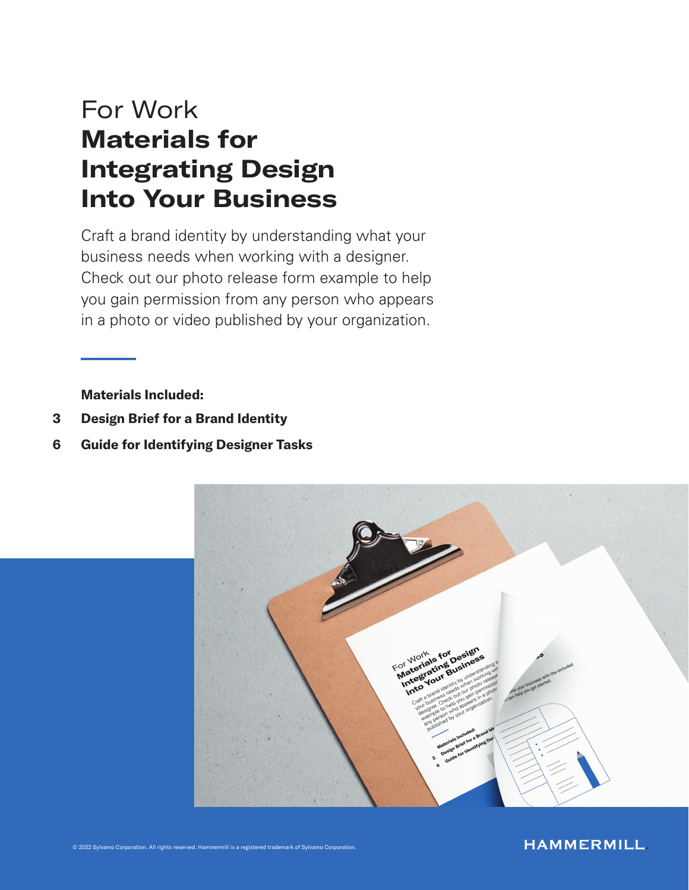For Work

# Materials for Integrating Design Into Your Business

Craft a brand identity by understanding what your business needs when working with a designer. Check out our photo release form example to help you gain permission from any person who appears in a photo or video published by your organization.

**Materials Included:**

- 3 **Design Brief for a Brand Identity**
- 6 **Guide for Identifying Designer Tasks**

© 2022 Sylvamo Corporation. All rights reserved. Hammermill is a registered trademark of Sylvamo Corporation.

HAMMERMILL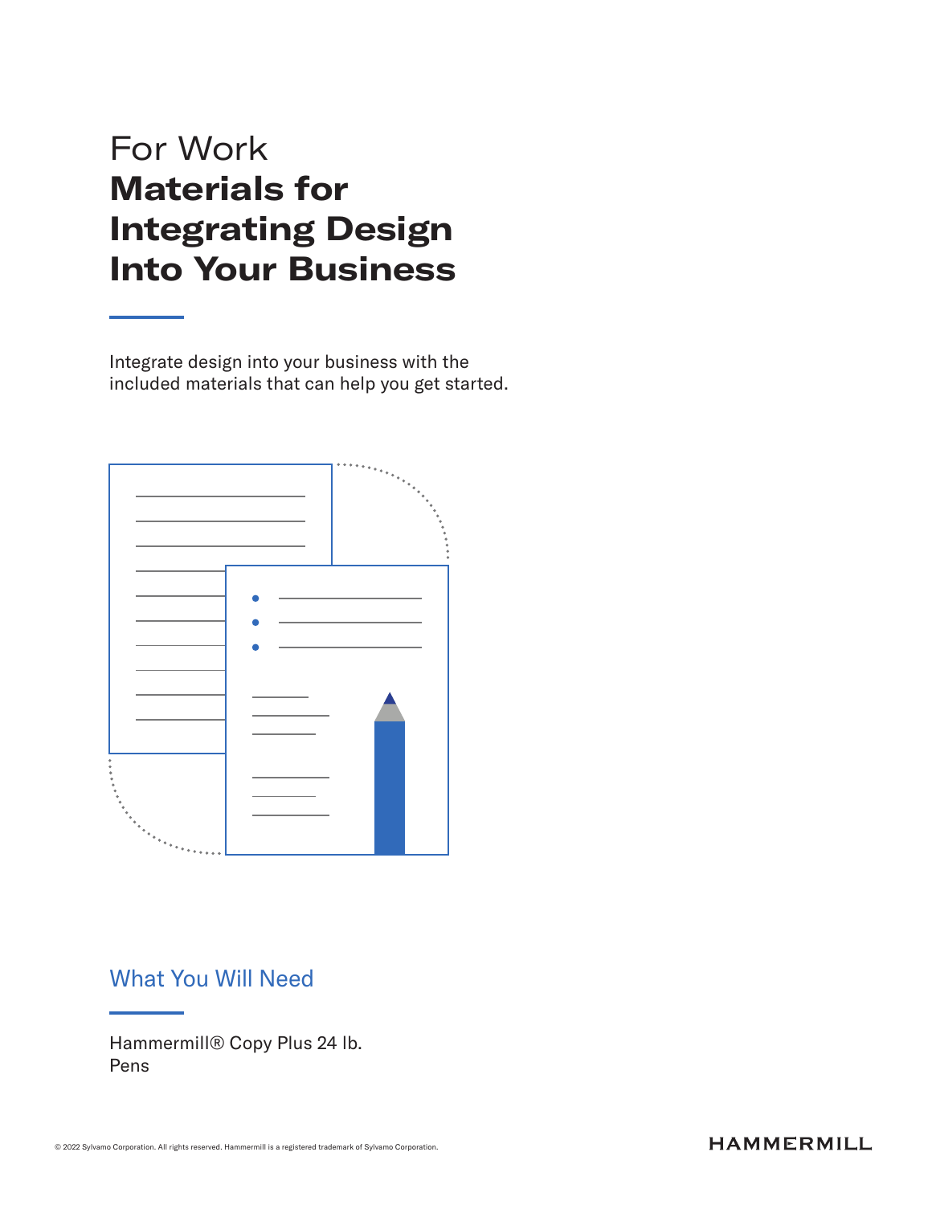For Work

# Materials for Integrating Design Into Your Business

Integrate design into your business with the included materials that can help you get started.

## What You Will Need

Hammermill® Copy Plus 24 lb.
Pens

© 2022 Sylvamo Corporation. All rights reserved. Hammermill is a registered trademark of Sylvamo Corporation.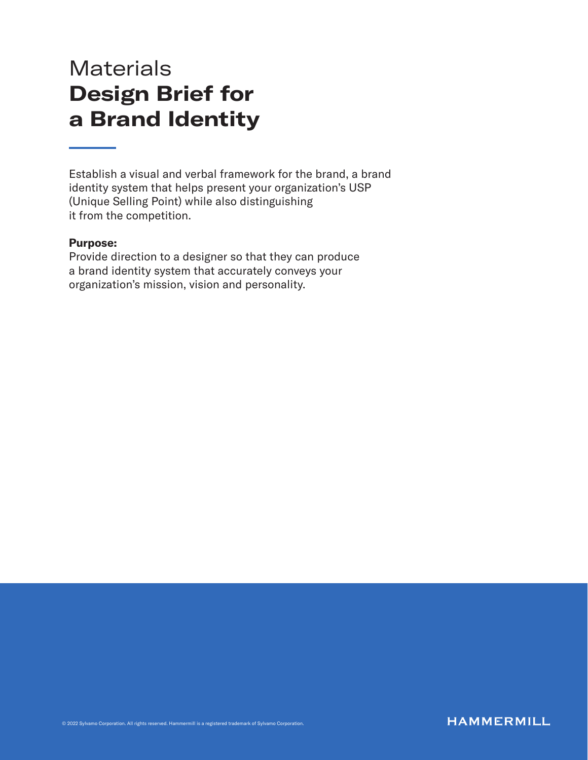# Materials
# **Design Brief for a Brand Identity**

Establish a visual and verbal framework for the brand, a brand identity system that helps present your organization's USP (Unique Selling Point) while also distinguishing it from the competition.

**Purpose:**
Provide direction to a designer so that they can produce a brand identity system that accurately conveys your organization's mission, vision and personality.

© 2022 Sylvamo Corporation. All rights reserved. Hammermill is a registered trademark of Sylvamo Corporation.

HAMMERMILL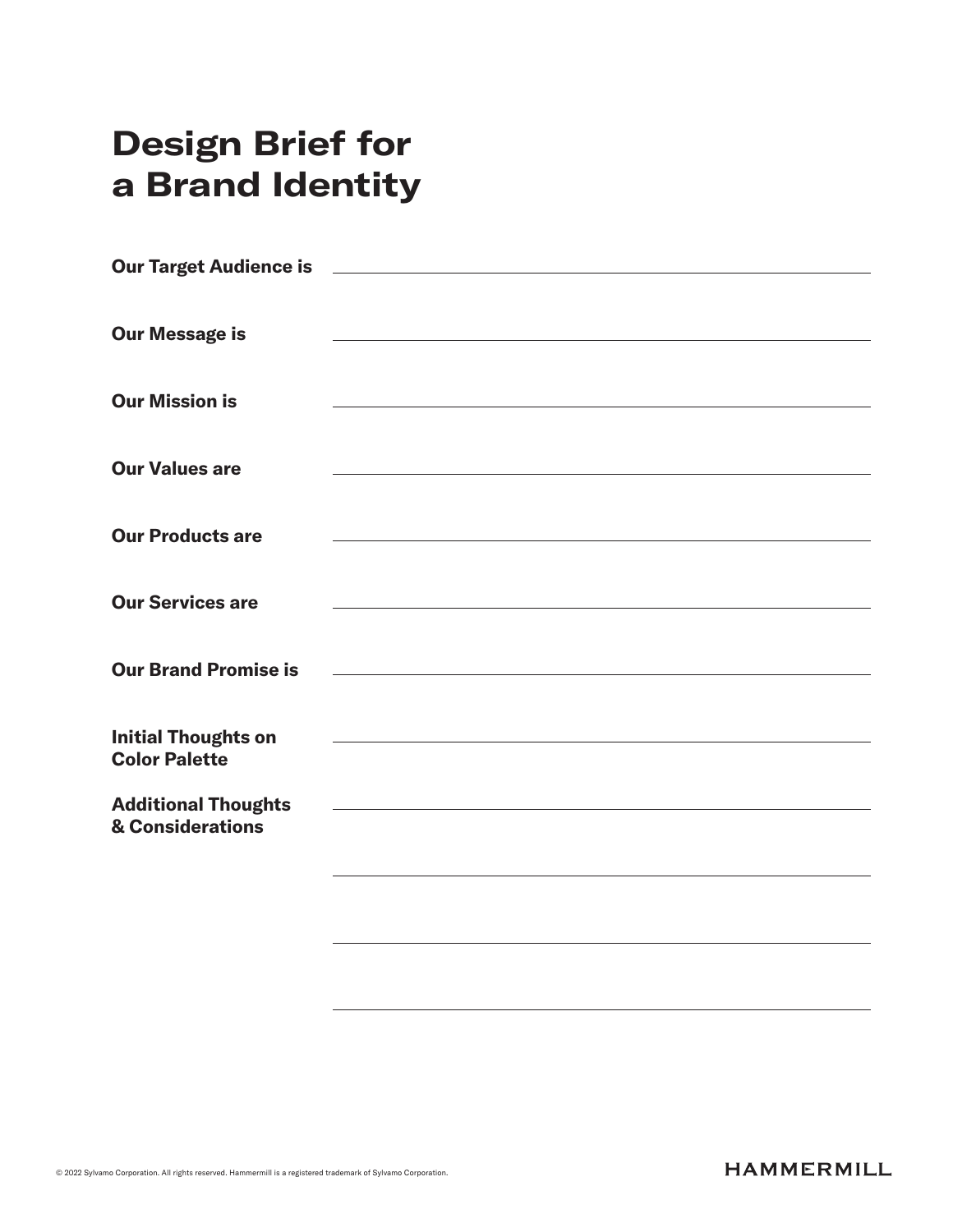# Design Brief for a Brand Identity

**Our Target Audience is** ______________________________

**Our Message is** ______________________________

**Our Mission is** ______________________________

**Our Values are** ______________________________

**Our Products are** ______________________________

**Our Services are** ______________________________

**Our Brand Promise is** ______________________________

**Initial Thoughts on Color Palette** ______________________________

**Additional Thoughts & Considerations** ______________________________

______________________________

______________________________

______________________________

© 2022 Sylvamo Corporation. All rights reserved. Hammermill is a registered trademark of Sylvamo Corporation.

HAMMERMILL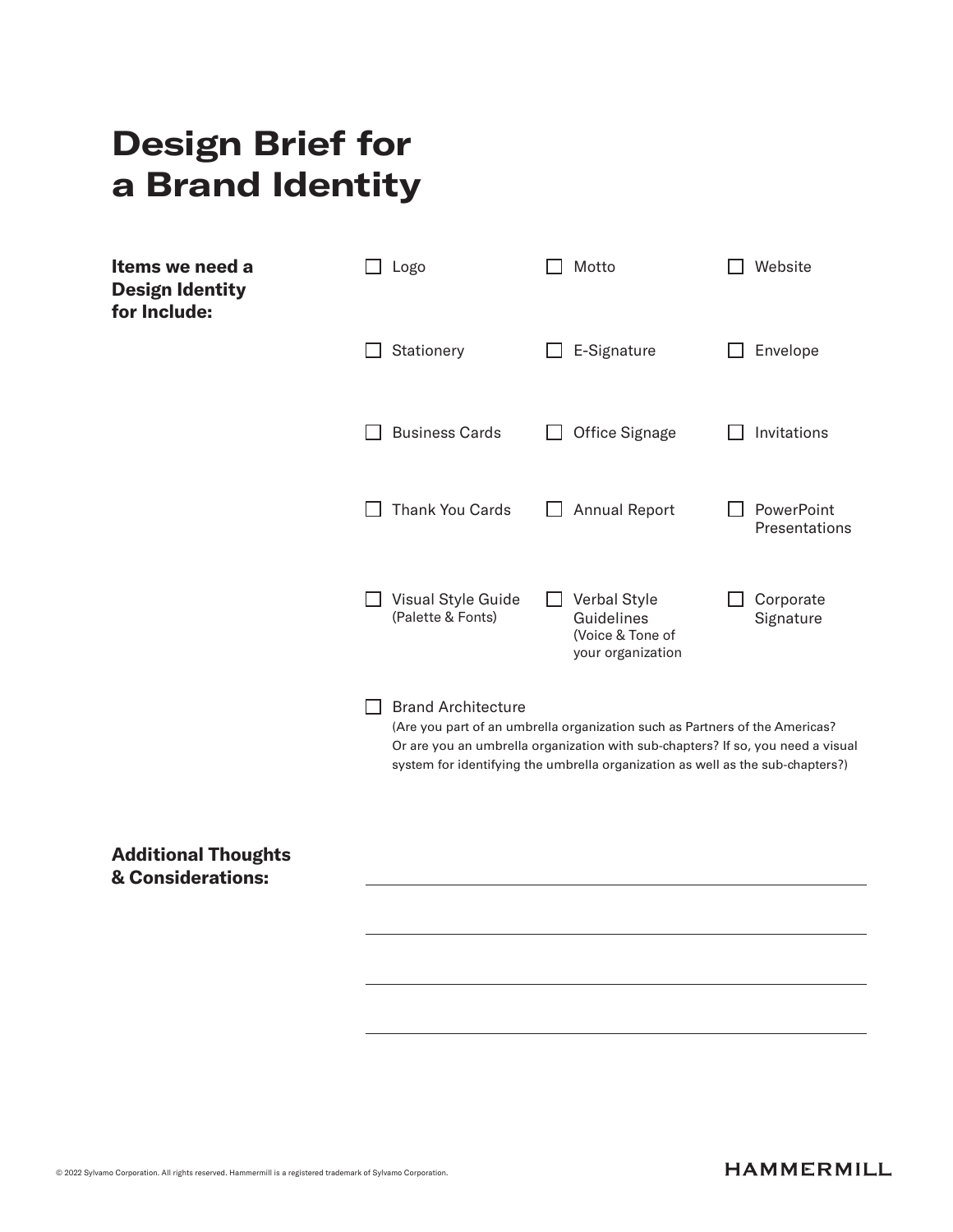# Design Brief for a Brand Identity

**Items we need a Design Identity for Include:**

- [ ] Logo
- [ ] Motto
- [ ] Website
- [ ] Stationery
- [ ] E-Signature
- [ ] Envelope
- [ ] Business Cards
- [ ] Office Signage
- [ ] Invitations
- [ ] Thank You Cards
- [ ] Annual Report
- [ ] PowerPoint Presentations
- [ ] Visual Style Guide (Palette & Fonts)
- [ ] Verbal Style Guidelines (Voice & Tone of your organization
- [ ] Corporate Signature
- [ ] Brand Architecture
  (Are you part of an umbrella organization such as Partners of the Americas? Or are you an umbrella organization with sub-chapters? If so, you need a visual system for identifying the umbrella organization as well as the sub-chapters?)

**Additional Thoughts & Considerations:**

______________________________________________

______________________________________________

______________________________________________

______________________________________________

© 2022 Sylvamo Corporation. All rights reserved. Hammermill is a registered trademark of Sylvamo Corporation.

HAMMERMILL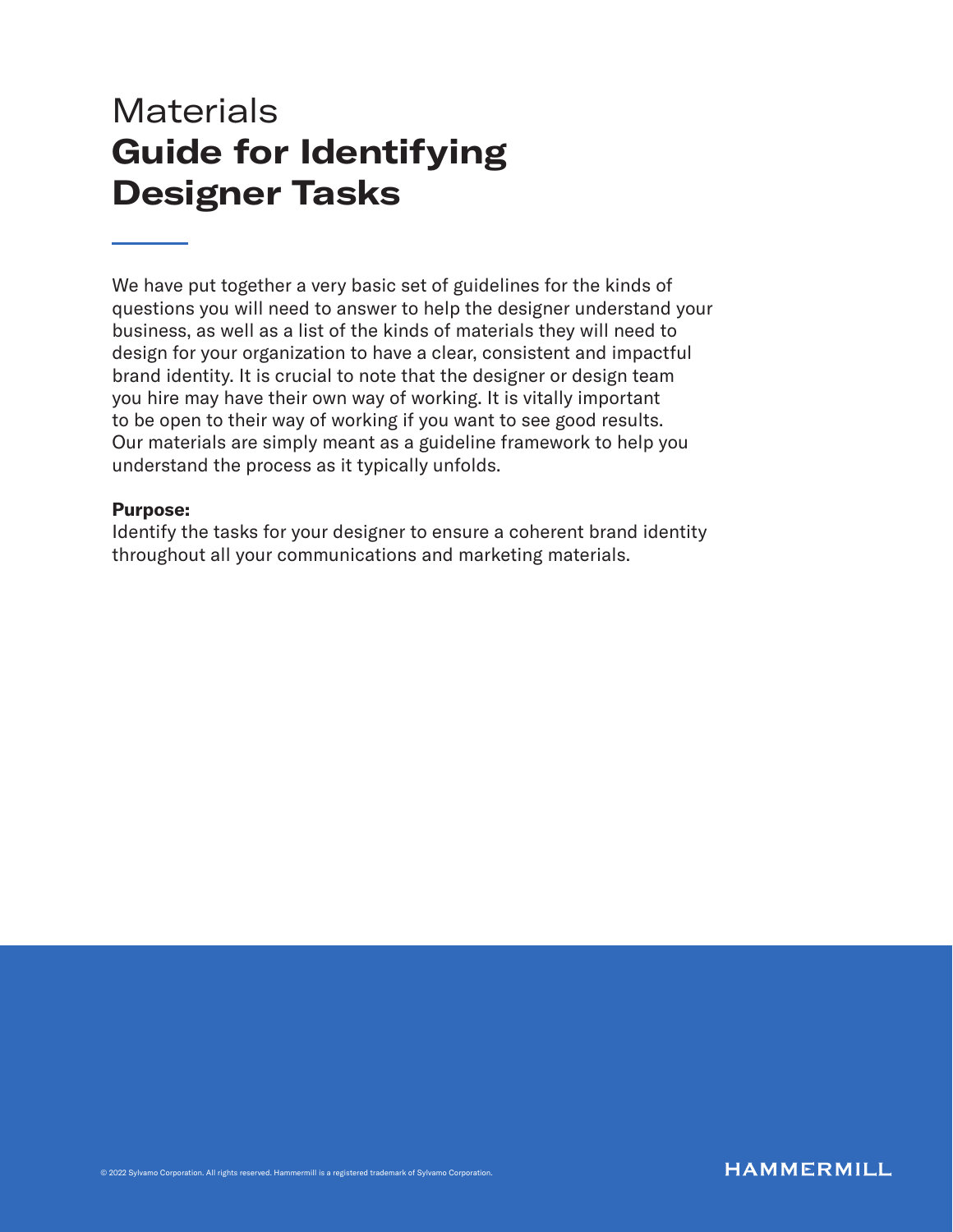# Materials
# **Guide for Identifying Designer Tasks**

We have put together a very basic set of guidelines for the kinds of questions you will need to answer to help the designer understand your business, as well as a list of the kinds of materials they will need to design for your organization to have a clear, consistent and impactful brand identity. It is crucial to note that the designer or design team you hire may have their own way of working. It is vitally important to be open to their way of working if you want to see good results. Our materials are simply meant as a guideline framework to help you understand the process as it typically unfolds.

**Purpose:**
Identify the tasks for your designer to ensure a coherent brand identity throughout all your communications and marketing materials.

© 2022 Sylvamo Corporation. All rights reserved. Hammermill is a registered trademark of Sylvamo Corporation.

HAMMERMILL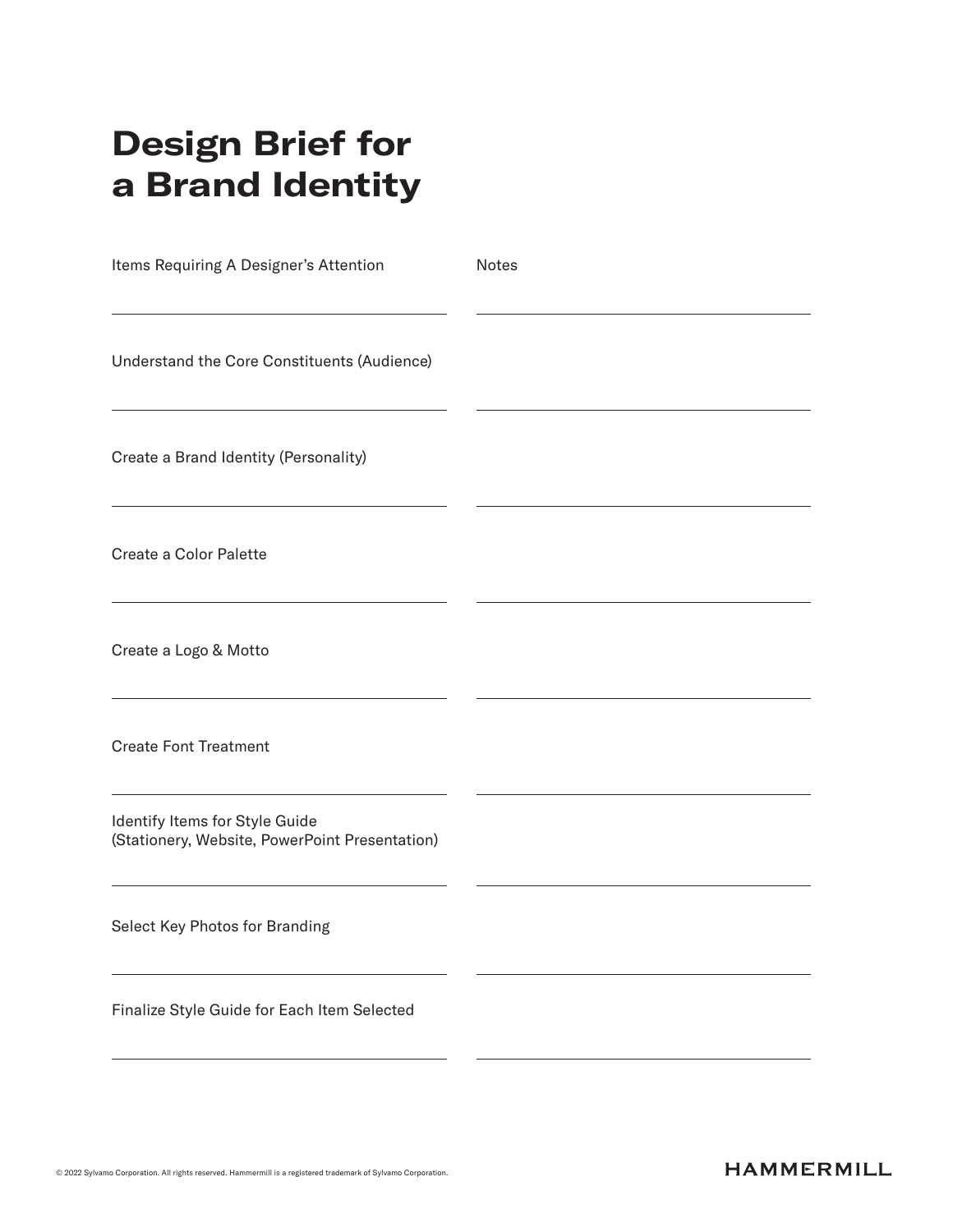# Design Brief for a Brand Identity

| Items Requiring A Designer's Attention | Notes |
| --- | --- |
| Understand the Core Constituents (Audience) | |
| Create a Brand Identity (Personality) | |
| Create a Color Palette | |
| Create a Logo & Motto | |
| Create Font Treatment | |
| Identify Items for Style Guide (Stationery, Website, PowerPoint Presentation) | |
| Select Key Photos for Branding | |
| Finalize Style Guide for Each Item Selected | |

© 2022 Sylvamo Corporation. All rights reserved. Hammermill is a registered trademark of Sylvamo Corporation.

HAMMERMILL